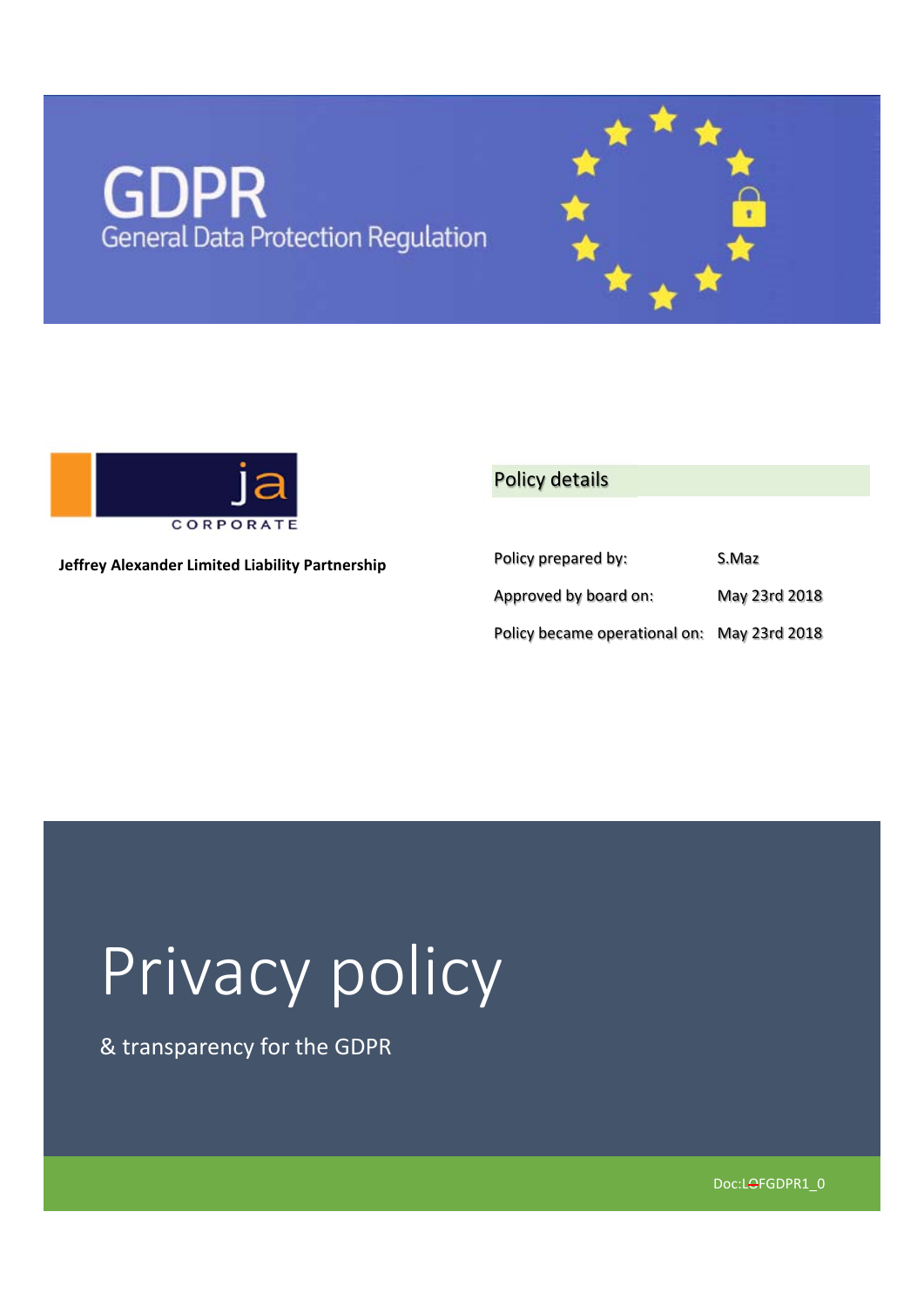# GDPR

General Data Protection Regulation

ja CORPORATE

**Jeffrey Alexander Limited Liability Partnership**

## Policy details

| | |
|---|---|
| Policy prepared by: | S.Maz |
| Approved by board on: | May 23rd 2018 |
| Policy became operational on: | May 23rd 2018 |

# Privacy policy

& transparency for the GDPR

Doc:LOFGDPR1_0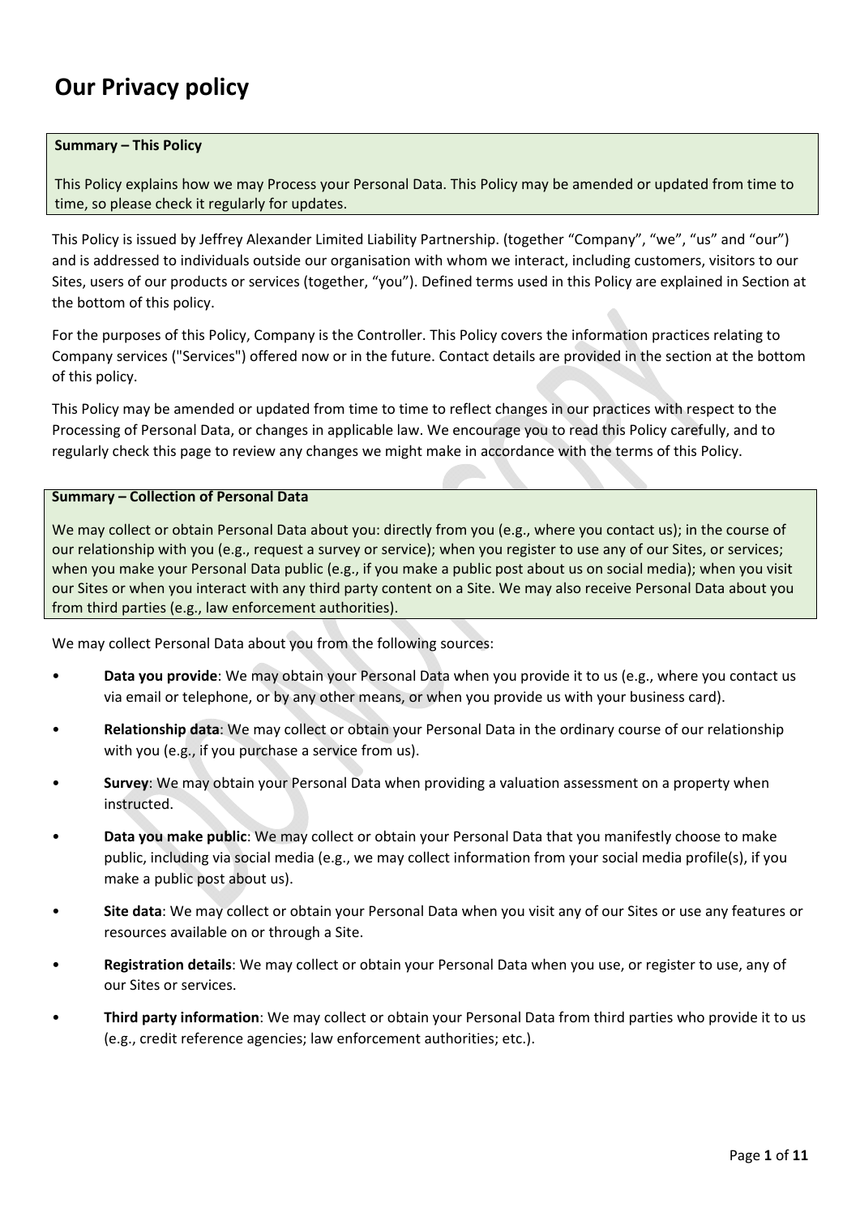# Our Privacy policy

**Summary – This Policy**

This Policy explains how we may Process your Personal Data. This Policy may be amended or updated from time to time, so please check it regularly for updates.

This Policy is issued by Jeffrey Alexander Limited Liability Partnership. (together "Company", "we", "us" and "our") and is addressed to individuals outside our organisation with whom we interact, including customers, visitors to our Sites, users of our products or services (together, "you"). Defined terms used in this Policy are explained in Section at the bottom of this policy.

For the purposes of this Policy, Company is the Controller. This Policy covers the information practices relating to Company services ("Services") offered now or in the future. Contact details are provided in the section at the bottom of this policy.

This Policy may be amended or updated from time to time to reflect changes in our practices with respect to the Processing of Personal Data, or changes in applicable law. We encourage you to read this Policy carefully, and to regularly check this page to review any changes we might make in accordance with the terms of this Policy.

**Summary – Collection of Personal Data**

We may collect or obtain Personal Data about you: directly from you (e.g., where you contact us); in the course of our relationship with you (e.g., request a survey or service); when you register to use any of our Sites, or services; when you make your Personal Data public (e.g., if you make a public post about us on social media); when you visit our Sites or when you interact with any third party content on a Site. We may also receive Personal Data about you from third parties (e.g., law enforcement authorities).

We may collect Personal Data about you from the following sources:

- **Data you provide**: We may obtain your Personal Data when you provide it to us (e.g., where you contact us via email or telephone, or by any other means, or when you provide us with your business card).
- **Relationship data**: We may collect or obtain your Personal Data in the ordinary course of our relationship with you (e.g., if you purchase a service from us).
- **Survey**: We may obtain your Personal Data when providing a valuation assessment on a property when instructed.
- **Data you make public**: We may collect or obtain your Personal Data that you manifestly choose to make public, including via social media (e.g., we may collect information from your social media profile(s), if you make a public post about us).
- **Site data**: We may collect or obtain your Personal Data when you visit any of our Sites or use any features or resources available on or through a Site.
- **Registration details**: We may collect or obtain your Personal Data when you use, or register to use, any of our Sites or services.
- **Third party information**: We may collect or obtain your Personal Data from third parties who provide it to us (e.g., credit reference agencies; law enforcement authorities; etc.).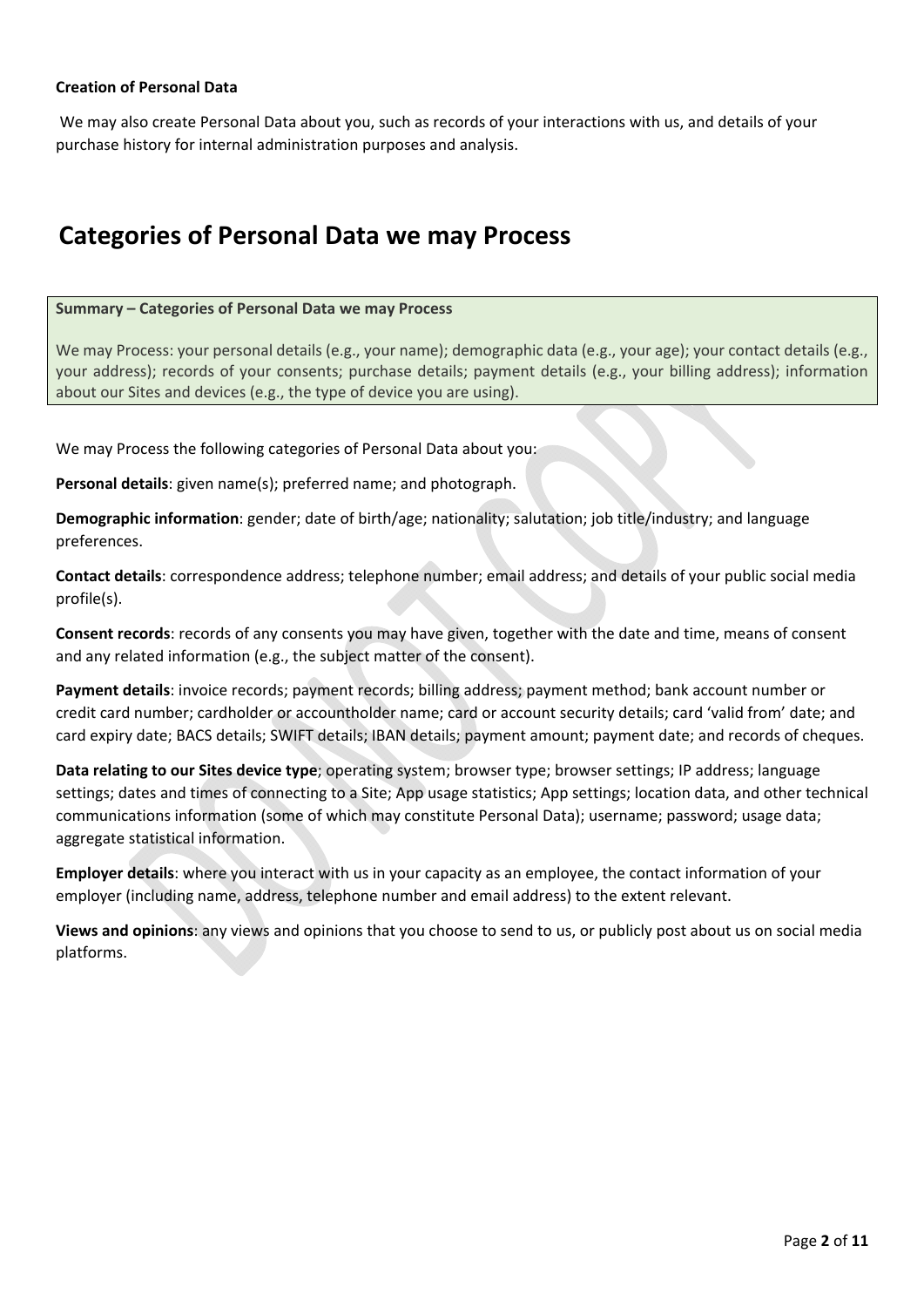**Creation of Personal Data**

We may also create Personal Data about you, such as records of your interactions with us, and details of your purchase history for internal administration purposes and analysis.

## Categories of Personal Data we may Process

**Summary – Categories of Personal Data we may Process**

We may Process: your personal details (e.g., your name); demographic data (e.g., your age); your contact details (e.g., your address); records of your consents; purchase details; payment details (e.g., your billing address); information about our Sites and devices (e.g., the type of device you are using).

We may Process the following categories of Personal Data about you:

**Personal details**: given name(s); preferred name; and photograph.

**Demographic information**: gender; date of birth/age; nationality; salutation; job title/industry; and language preferences.

**Contact details**: correspondence address; telephone number; email address; and details of your public social media profile(s).

**Consent records**: records of any consents you may have given, together with the date and time, means of consent and any related information (e.g., the subject matter of the consent).

**Payment details**: invoice records; payment records; billing address; payment method; bank account number or credit card number; cardholder or accountholder name; card or account security details; card 'valid from' date; and card expiry date; BACS details; SWIFT details; IBAN details; payment amount; payment date; and records of cheques.

**Data relating to our Sites device type**; operating system; browser type; browser settings; IP address; language settings; dates and times of connecting to a Site; App usage statistics; App settings; location data, and other technical communications information (some of which may constitute Personal Data); username; password; usage data; aggregate statistical information.

**Employer details**: where you interact with us in your capacity as an employee, the contact information of your employer (including name, address, telephone number and email address) to the extent relevant.

**Views and opinions**: any views and opinions that you choose to send to us, or publicly post about us on social media platforms.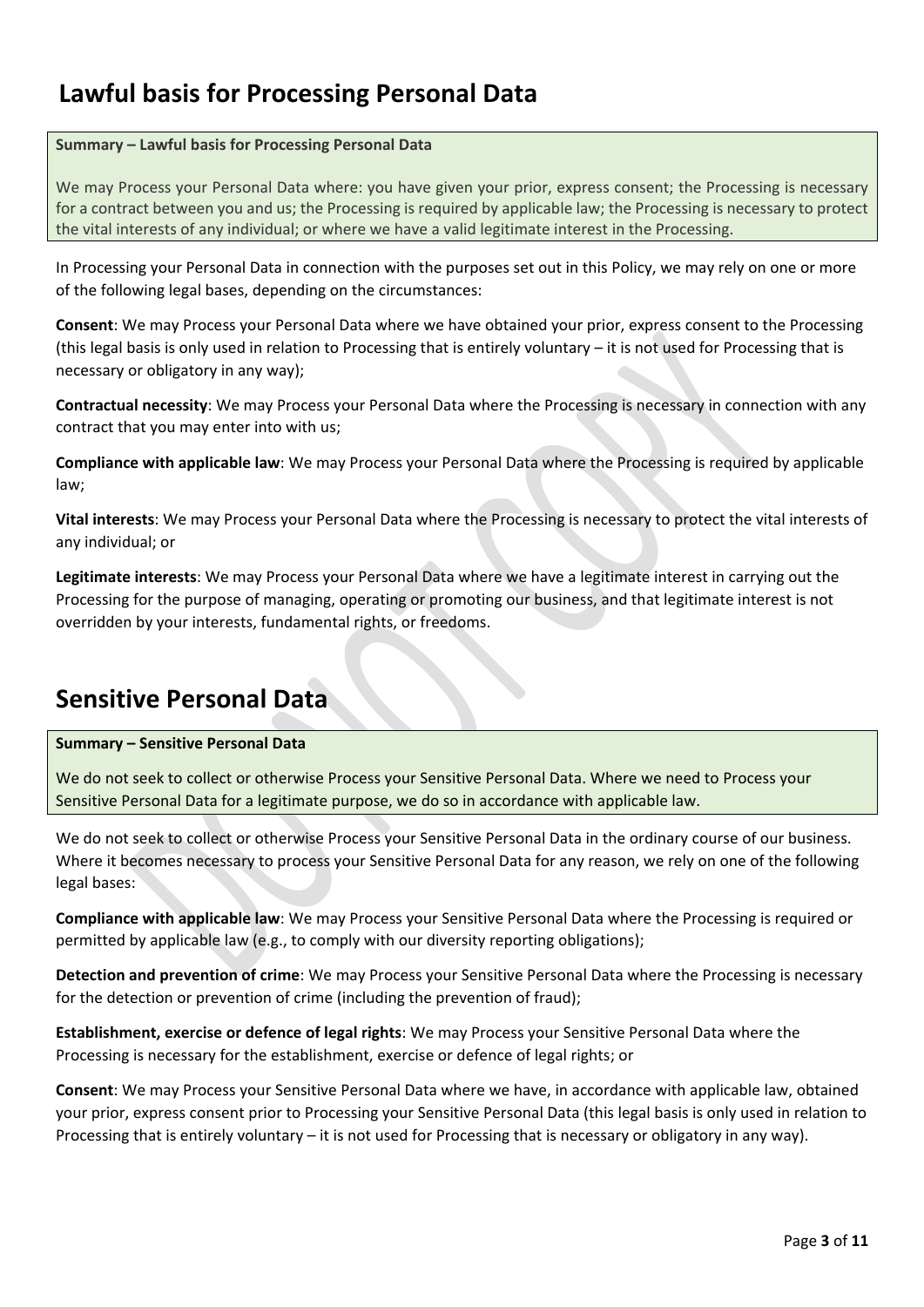# Lawful basis for Processing Personal Data

**Summary – Lawful basis for Processing Personal Data**

We may Process your Personal Data where: you have given your prior, express consent; the Processing is necessary for a contract between you and us; the Processing is required by applicable law; the Processing is necessary to protect the vital interests of any individual; or where we have a valid legitimate interest in the Processing.

In Processing your Personal Data in connection with the purposes set out in this Policy, we may rely on one or more of the following legal bases, depending on the circumstances:

**Consent**: We may Process your Personal Data where we have obtained your prior, express consent to the Processing (this legal basis is only used in relation to Processing that is entirely voluntary – it is not used for Processing that is necessary or obligatory in any way);

**Contractual necessity**: We may Process your Personal Data where the Processing is necessary in connection with any contract that you may enter into with us;

**Compliance with applicable law**: We may Process your Personal Data where the Processing is required by applicable law;

**Vital interests**: We may Process your Personal Data where the Processing is necessary to protect the vital interests of any individual; or

**Legitimate interests**: We may Process your Personal Data where we have a legitimate interest in carrying out the Processing for the purpose of managing, operating or promoting our business, and that legitimate interest is not overridden by your interests, fundamental rights, or freedoms.

# Sensitive Personal Data

**Summary – Sensitive Personal Data**

We do not seek to collect or otherwise Process your Sensitive Personal Data. Where we need to Process your Sensitive Personal Data for a legitimate purpose, we do so in accordance with applicable law.

We do not seek to collect or otherwise Process your Sensitive Personal Data in the ordinary course of our business. Where it becomes necessary to process your Sensitive Personal Data for any reason, we rely on one of the following legal bases:

**Compliance with applicable law**: We may Process your Sensitive Personal Data where the Processing is required or permitted by applicable law (e.g., to comply with our diversity reporting obligations);

**Detection and prevention of crime**: We may Process your Sensitive Personal Data where the Processing is necessary for the detection or prevention of crime (including the prevention of fraud);

**Establishment, exercise or defence of legal rights**: We may Process your Sensitive Personal Data where the Processing is necessary for the establishment, exercise or defence of legal rights; or

**Consent**: We may Process your Sensitive Personal Data where we have, in accordance with applicable law, obtained your prior, express consent prior to Processing your Sensitive Personal Data (this legal basis is only used in relation to Processing that is entirely voluntary – it is not used for Processing that is necessary or obligatory in any way).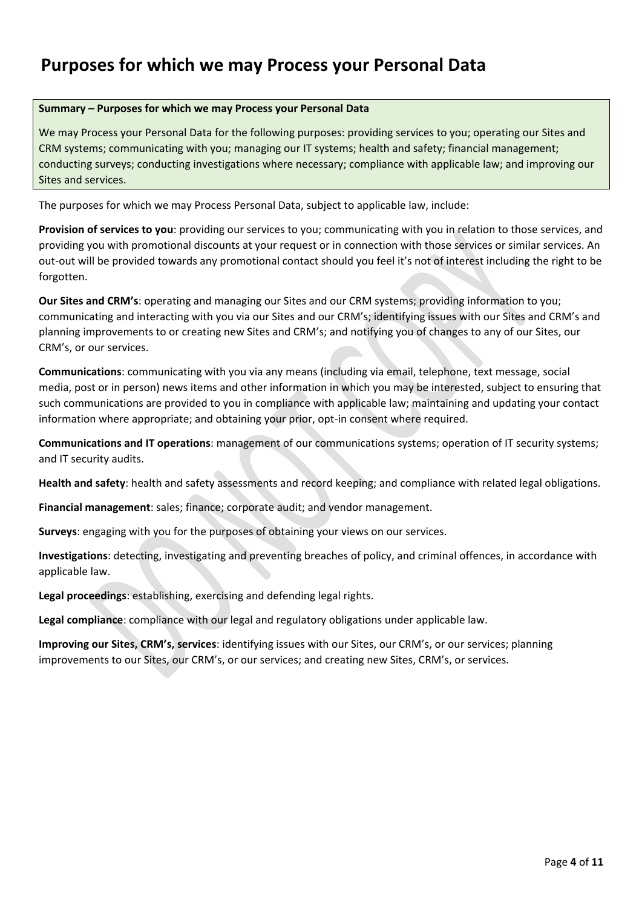# Purposes for which we may Process your Personal Data

**Summary – Purposes for which we may Process your Personal Data**

We may Process your Personal Data for the following purposes: providing services to you; operating our Sites and CRM systems; communicating with you; managing our IT systems; health and safety; financial management; conducting surveys; conducting investigations where necessary; compliance with applicable law; and improving our Sites and services.

The purposes for which we may Process Personal Data, subject to applicable law, include:

**Provision of services to you**: providing our services to you; communicating with you in relation to those services, and providing you with promotional discounts at your request or in connection with those services or similar services. An out-out will be provided towards any promotional contact should you feel it's not of interest including the right to be forgotten.

**Our Sites and CRM's**: operating and managing our Sites and our CRM systems; providing information to you; communicating and interacting with you via our Sites and our CRM's; identifying issues with our Sites and CRM's and planning improvements to or creating new Sites and CRM's; and notifying you of changes to any of our Sites, our CRM's, or our services.

**Communications**: communicating with you via any means (including via email, telephone, text message, social media, post or in person) news items and other information in which you may be interested, subject to ensuring that such communications are provided to you in compliance with applicable law; maintaining and updating your contact information where appropriate; and obtaining your prior, opt-in consent where required.

**Communications and IT operations**: management of our communications systems; operation of IT security systems; and IT security audits.

**Health and safety**: health and safety assessments and record keeping; and compliance with related legal obligations.

**Financial management**: sales; finance; corporate audit; and vendor management.

**Surveys**: engaging with you for the purposes of obtaining your views on our services.

**Investigations**: detecting, investigating and preventing breaches of policy, and criminal offences, in accordance with applicable law.

**Legal proceedings**: establishing, exercising and defending legal rights.

**Legal compliance**: compliance with our legal and regulatory obligations under applicable law.

**Improving our Sites, CRM's, services**: identifying issues with our Sites, our CRM's, or our services; planning improvements to our Sites, our CRM's, or our services; and creating new Sites, CRM's, or services.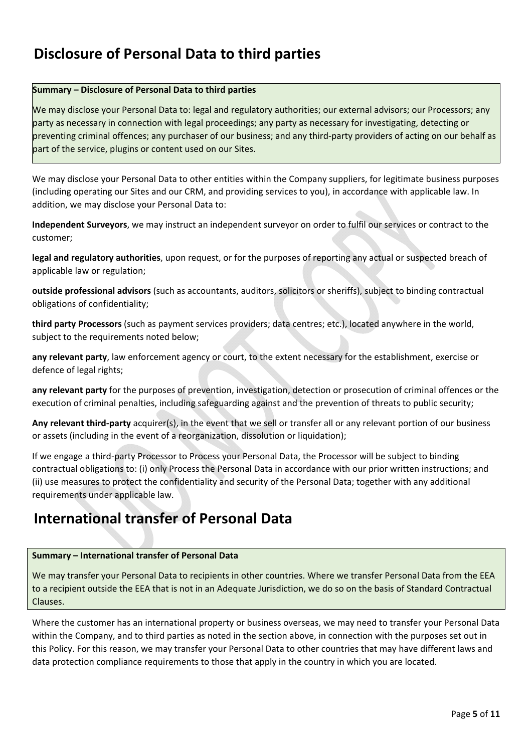# Disclosure of Personal Data to third parties

**Summary – Disclosure of Personal Data to third parties**

We may disclose your Personal Data to: legal and regulatory authorities; our external advisors; our Processors; any party as necessary in connection with legal proceedings; any party as necessary for investigating, detecting or preventing criminal offences; any purchaser of our business; and any third-party providers of acting on our behalf as part of the service, plugins or content used on our Sites.

We may disclose your Personal Data to other entities within the Company suppliers, for legitimate business purposes (including operating our Sites and our CRM, and providing services to you), in accordance with applicable law. In addition, we may disclose your Personal Data to:

**Independent Surveyors**, we may instruct an independent surveyor on order to fulfil our services or contract to the customer;

**legal and regulatory authorities**, upon request, or for the purposes of reporting any actual or suspected breach of applicable law or regulation;

**outside professional advisors** (such as accountants, auditors, solicitors or sheriffs), subject to binding contractual obligations of confidentiality;

**third party Processors** (such as payment services providers; data centres; etc.), located anywhere in the world, subject to the requirements noted below;

**any relevant party**, law enforcement agency or court, to the extent necessary for the establishment, exercise or defence of legal rights;

**any relevant party** for the purposes of prevention, investigation, detection or prosecution of criminal offences or the execution of criminal penalties, including safeguarding against and the prevention of threats to public security;

**Any relevant third-party** acquirer(s), in the event that we sell or transfer all or any relevant portion of our business or assets (including in the event of a reorganization, dissolution or liquidation);

If we engage a third-party Processor to Process your Personal Data, the Processor will be subject to binding contractual obligations to: (i) only Process the Personal Data in accordance with our prior written instructions; and (ii) use measures to protect the confidentiality and security of the Personal Data; together with any additional requirements under applicable law.

# International transfer of Personal Data

**Summary – International transfer of Personal Data**

We may transfer your Personal Data to recipients in other countries. Where we transfer Personal Data from the EEA to a recipient outside the EEA that is not in an Adequate Jurisdiction, we do so on the basis of Standard Contractual Clauses.

Where the customer has an international property or business overseas, we may need to transfer your Personal Data within the Company, and to third parties as noted in the section above, in connection with the purposes set out in this Policy. For this reason, we may transfer your Personal Data to other countries that may have different laws and data protection compliance requirements to those that apply in the country in which you are located.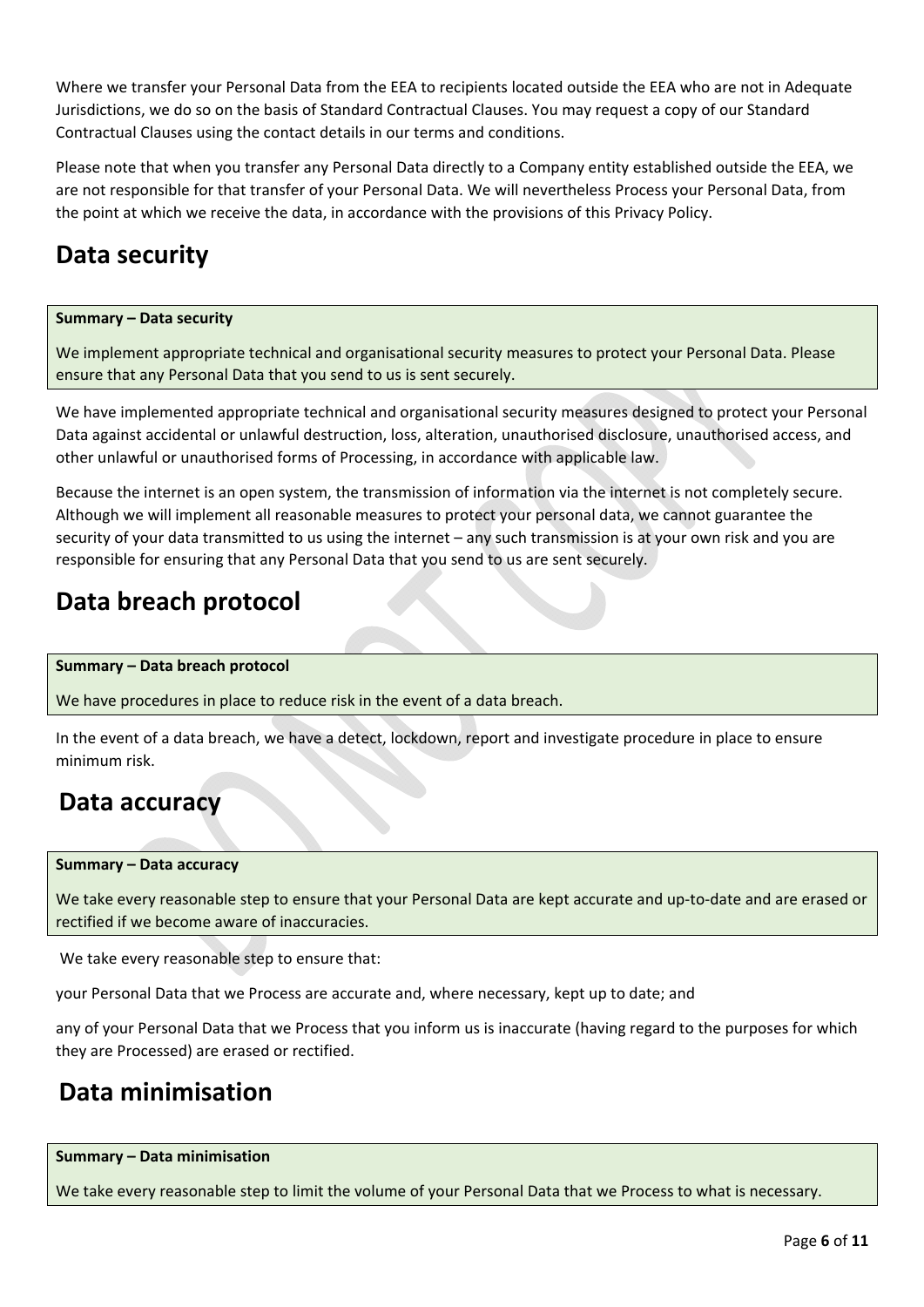Where we transfer your Personal Data from the EEA to recipients located outside the EEA who are not in Adequate Jurisdictions, we do so on the basis of Standard Contractual Clauses. You may request a copy of our Standard Contractual Clauses using the contact details in our terms and conditions.

Please note that when you transfer any Personal Data directly to a Company entity established outside the EEA, we are not responsible for that transfer of your Personal Data. We will nevertheless Process your Personal Data, from the point at which we receive the data, in accordance with the provisions of this Privacy Policy.

## Data security

| **Summary – Data security** |
|---|
| We implement appropriate technical and organisational security measures to protect your Personal Data. Please ensure that any Personal Data that you send to us is sent securely. |

We have implemented appropriate technical and organisational security measures designed to protect your Personal Data against accidental or unlawful destruction, loss, alteration, unauthorised disclosure, unauthorised access, and other unlawful or unauthorised forms of Processing, in accordance with applicable law.

Because the internet is an open system, the transmission of information via the internet is not completely secure. Although we will implement all reasonable measures to protect your personal data, we cannot guarantee the security of your data transmitted to us using the internet – any such transmission is at your own risk and you are responsible for ensuring that any Personal Data that you send to us are sent securely.

## Data breach protocol

| **Summary – Data breach protocol** |
|---|
| We have procedures in place to reduce risk in the event of a data breach. |

In the event of a data breach, we have a detect, lockdown, report and investigate procedure in place to ensure minimum risk.

## Data accuracy

| **Summary – Data accuracy** |
|---|
| We take every reasonable step to ensure that your Personal Data are kept accurate and up-to-date and are erased or rectified if we become aware of inaccuracies. |

We take every reasonable step to ensure that:

your Personal Data that we Process are accurate and, where necessary, kept up to date; and

any of your Personal Data that we Process that you inform us is inaccurate (having regard to the purposes for which they are Processed) are erased or rectified.

## Data minimisation

| **Summary – Data minimisation** |
|---|
| We take every reasonable step to limit the volume of your Personal Data that we Process to what is necessary. |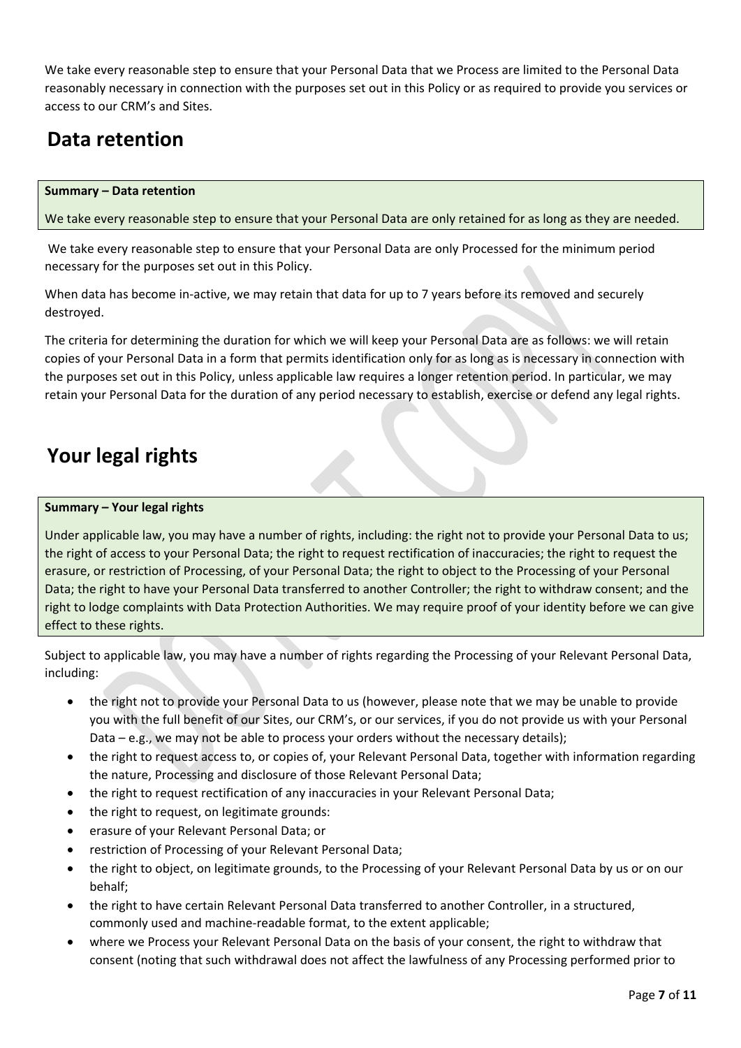We take every reasonable step to ensure that your Personal Data that we Process are limited to the Personal Data reasonably necessary in connection with the purposes set out in this Policy or as required to provide you services or access to our CRM's and Sites.

## Data retention

> **Summary – Data retention**
>
> We take every reasonable step to ensure that your Personal Data are only retained for as long as they are needed.

We take every reasonable step to ensure that your Personal Data are only Processed for the minimum period necessary for the purposes set out in this Policy.

When data has become in-active, we may retain that data for up to 7 years before its removed and securely destroyed.

The criteria for determining the duration for which we will keep your Personal Data are as follows: we will retain copies of your Personal Data in a form that permits identification only for as long as is necessary in connection with the purposes set out in this Policy, unless applicable law requires a longer retention period. In particular, we may retain your Personal Data for the duration of any period necessary to establish, exercise or defend any legal rights.

## Your legal rights

> **Summary – Your legal rights**
>
> Under applicable law, you may have a number of rights, including: the right not to provide your Personal Data to us; the right of access to your Personal Data; the right to request rectification of inaccuracies; the right to request the erasure, or restriction of Processing, of your Personal Data; the right to object to the Processing of your Personal Data; the right to have your Personal Data transferred to another Controller; the right to withdraw consent; and the right to lodge complaints with Data Protection Authorities. We may require proof of your identity before we can give effect to these rights.

Subject to applicable law, you may have a number of rights regarding the Processing of your Relevant Personal Data, including:

- the right not to provide your Personal Data to us (however, please note that we may be unable to provide you with the full benefit of our Sites, our CRM's, or our services, if you do not provide us with your Personal Data – e.g., we may not be able to process your orders without the necessary details);
- the right to request access to, or copies of, your Relevant Personal Data, together with information regarding the nature, Processing and disclosure of those Relevant Personal Data;
- the right to request rectification of any inaccuracies in your Relevant Personal Data;
- the right to request, on legitimate grounds:
- erasure of your Relevant Personal Data; or
- restriction of Processing of your Relevant Personal Data;
- the right to object, on legitimate grounds, to the Processing of your Relevant Personal Data by us or on our behalf;
- the right to have certain Relevant Personal Data transferred to another Controller, in a structured, commonly used and machine-readable format, to the extent applicable;
- where we Process your Relevant Personal Data on the basis of your consent, the right to withdraw that consent (noting that such withdrawal does not affect the lawfulness of any Processing performed prior to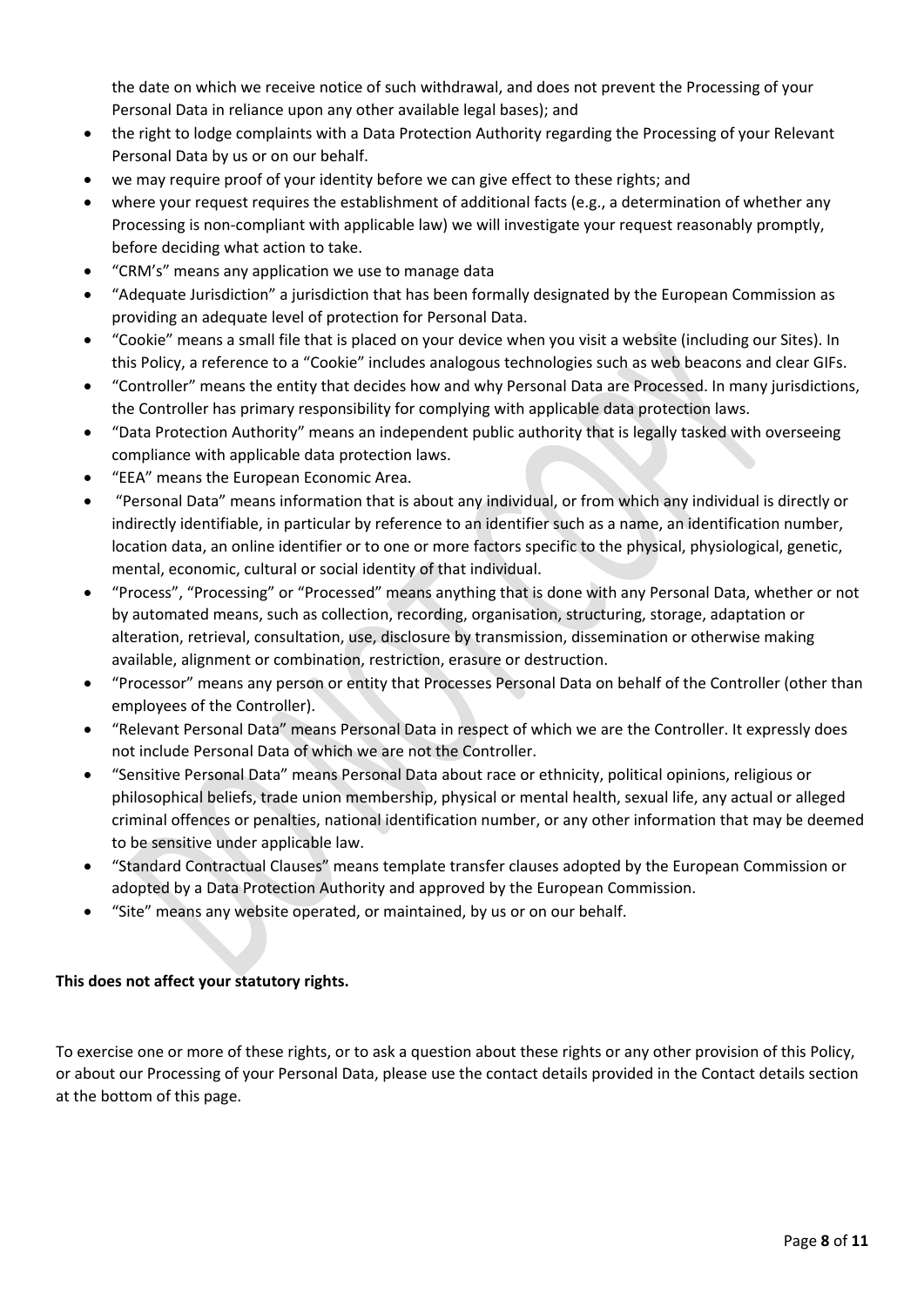the date on which we receive notice of such withdrawal, and does not prevent the Processing of your Personal Data in reliance upon any other available legal bases); and

- the right to lodge complaints with a Data Protection Authority regarding the Processing of your Relevant Personal Data by us or on our behalf.
- we may require proof of your identity before we can give effect to these rights; and
- where your request requires the establishment of additional facts (e.g., a determination of whether any Processing is non-compliant with applicable law) we will investigate your request reasonably promptly, before deciding what action to take.
- "CRM's" means any application we use to manage data
- "Adequate Jurisdiction" a jurisdiction that has been formally designated by the European Commission as providing an adequate level of protection for Personal Data.
- "Cookie" means a small file that is placed on your device when you visit a website (including our Sites). In this Policy, a reference to a "Cookie" includes analogous technologies such as web beacons and clear GIFs.
- "Controller" means the entity that decides how and why Personal Data are Processed. In many jurisdictions, the Controller has primary responsibility for complying with applicable data protection laws.
- "Data Protection Authority" means an independent public authority that is legally tasked with overseeing compliance with applicable data protection laws.
- "EEA" means the European Economic Area.
- "Personal Data" means information that is about any individual, or from which any individual is directly or indirectly identifiable, in particular by reference to an identifier such as a name, an identification number, location data, an online identifier or to one or more factors specific to the physical, physiological, genetic, mental, economic, cultural or social identity of that individual.
- "Process", "Processing" or "Processed" means anything that is done with any Personal Data, whether or not by automated means, such as collection, recording, organisation, structuring, storage, adaptation or alteration, retrieval, consultation, use, disclosure by transmission, dissemination or otherwise making available, alignment or combination, restriction, erasure or destruction.
- "Processor" means any person or entity that Processes Personal Data on behalf of the Controller (other than employees of the Controller).
- "Relevant Personal Data" means Personal Data in respect of which we are the Controller. It expressly does not include Personal Data of which we are not the Controller.
- "Sensitive Personal Data" means Personal Data about race or ethnicity, political opinions, religious or philosophical beliefs, trade union membership, physical or mental health, sexual life, any actual or alleged criminal offences or penalties, national identification number, or any other information that may be deemed to be sensitive under applicable law.
- "Standard Contractual Clauses" means template transfer clauses adopted by the European Commission or adopted by a Data Protection Authority and approved by the European Commission.
- "Site" means any website operated, or maintained, by us or on our behalf.

**This does not affect your statutory rights.**

To exercise one or more of these rights, or to ask a question about these rights or any other provision of this Policy, or about our Processing of your Personal Data, please use the contact details provided in the Contact details section at the bottom of this page.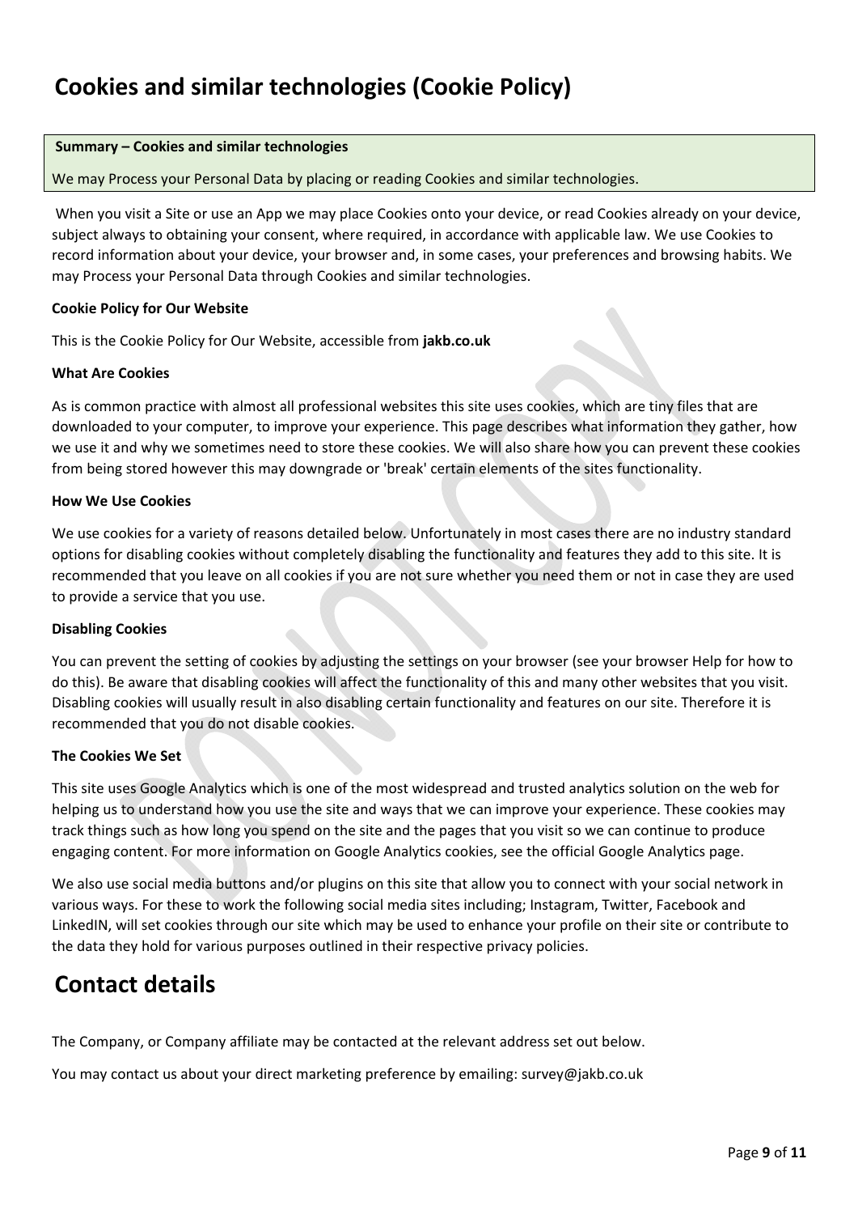# Cookies and similar technologies (Cookie Policy)

| **Summary – Cookies and similar technologies** |
| --- |
| We may Process your Personal Data by placing or reading Cookies and similar technologies. |

When you visit a Site or use an App we may place Cookies onto your device, or read Cookies already on your device, subject always to obtaining your consent, where required, in accordance with applicable law. We use Cookies to record information about your device, your browser and, in some cases, your preferences and browsing habits. We may Process your Personal Data through Cookies and similar technologies.

**Cookie Policy for Our Website**

This is the Cookie Policy for Our Website, accessible from **jakb.co.uk**

**What Are Cookies**

As is common practice with almost all professional websites this site uses cookies, which are tiny files that are downloaded to your computer, to improve your experience. This page describes what information they gather, how we use it and why we sometimes need to store these cookies. We will also share how you can prevent these cookies from being stored however this may downgrade or 'break' certain elements of the sites functionality.

**How We Use Cookies**

We use cookies for a variety of reasons detailed below. Unfortunately in most cases there are no industry standard options for disabling cookies without completely disabling the functionality and features they add to this site. It is recommended that you leave on all cookies if you are not sure whether you need them or not in case they are used to provide a service that you use.

**Disabling Cookies**

You can prevent the setting of cookies by adjusting the settings on your browser (see your browser Help for how to do this). Be aware that disabling cookies will affect the functionality of this and many other websites that you visit. Disabling cookies will usually result in also disabling certain functionality and features on our site. Therefore it is recommended that you do not disable cookies.

**The Cookies We Set**

This site uses Google Analytics which is one of the most widespread and trusted analytics solution on the web for helping us to understand how you use the site and ways that we can improve your experience. These cookies may track things such as how long you spend on the site and the pages that you visit so we can continue to produce engaging content. For more information on Google Analytics cookies, see the official Google Analytics page.

We also use social media buttons and/or plugins on this site that allow you to connect with your social network in various ways. For these to work the following social media sites including; Instagram, Twitter, Facebook and LinkedIN, will set cookies through our site which may be used to enhance your profile on their site or contribute to the data they hold for various purposes outlined in their respective privacy policies.

# Contact details

The Company, or Company affiliate may be contacted at the relevant address set out below.

You may contact us about your direct marketing preference by emailing: survey@jakb.co.uk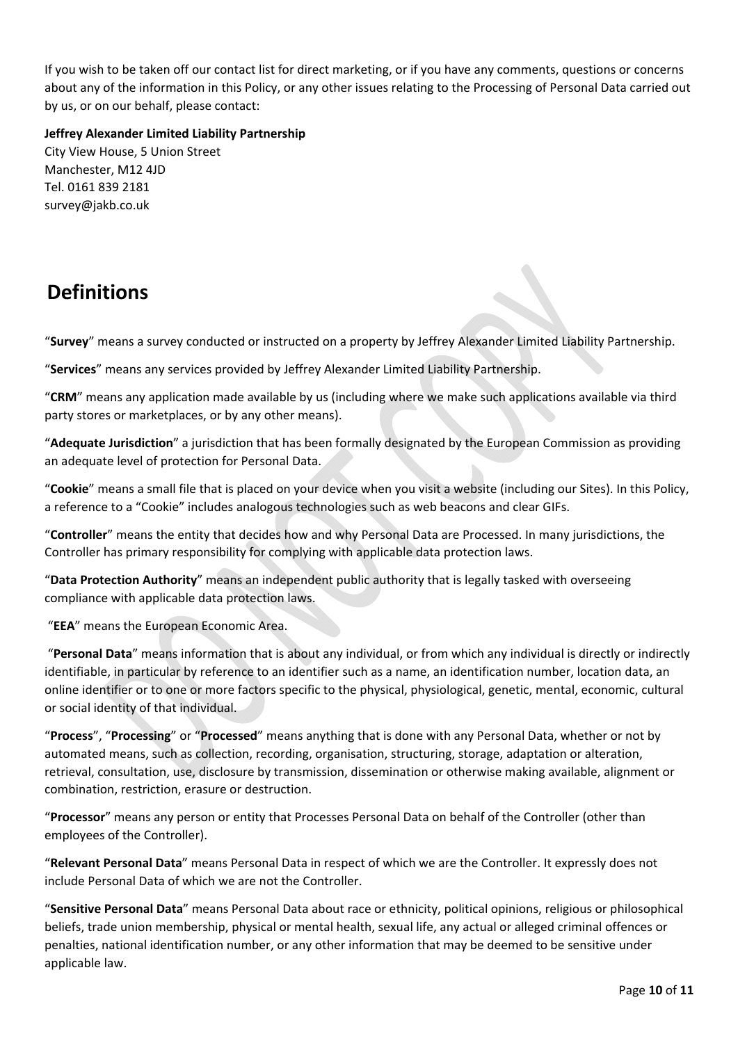If you wish to be taken off our contact list for direct marketing, or if you have any comments, questions or concerns about any of the information in this Policy, or any other issues relating to the Processing of Personal Data carried out by us, or on our behalf, please contact:

**Jeffrey Alexander Limited Liability Partnership**
City View House, 5 Union Street
Manchester, M12 4JD
Tel. 0161 839 2181
survey@jakb.co.uk

# Definitions

"**Survey**" means a survey conducted or instructed on a property by Jeffrey Alexander Limited Liability Partnership.

"**Services**" means any services provided by Jeffrey Alexander Limited Liability Partnership.

"**CRM**" means any application made available by us (including where we make such applications available via third party stores or marketplaces, or by any other means).

"**Adequate Jurisdiction**" a jurisdiction that has been formally designated by the European Commission as providing an adequate level of protection for Personal Data.

"**Cookie**" means a small file that is placed on your device when you visit a website (including our Sites). In this Policy, a reference to a "Cookie" includes analogous technologies such as web beacons and clear GIFs.

"**Controller**" means the entity that decides how and why Personal Data are Processed. In many jurisdictions, the Controller has primary responsibility for complying with applicable data protection laws.

"**Data Protection Authority**" means an independent public authority that is legally tasked with overseeing compliance with applicable data protection laws.

"**EEA**" means the European Economic Area.

"**Personal Data**" means information that is about any individual, or from which any individual is directly or indirectly identifiable, in particular by reference to an identifier such as a name, an identification number, location data, an online identifier or to one or more factors specific to the physical, physiological, genetic, mental, economic, cultural or social identity of that individual.

"**Process**", "**Processing**" or "**Processed**" means anything that is done with any Personal Data, whether or not by automated means, such as collection, recording, organisation, structuring, storage, adaptation or alteration, retrieval, consultation, use, disclosure by transmission, dissemination or otherwise making available, alignment or combination, restriction, erasure or destruction.

"**Processor**" means any person or entity that Processes Personal Data on behalf of the Controller (other than employees of the Controller).

"**Relevant Personal Data**" means Personal Data in respect of which we are the Controller. It expressly does not include Personal Data of which we are not the Controller.

"**Sensitive Personal Data**" means Personal Data about race or ethnicity, political opinions, religious or philosophical beliefs, trade union membership, physical or mental health, sexual life, any actual or alleged criminal offences or penalties, national identification number, or any other information that may be deemed to be sensitive under applicable law.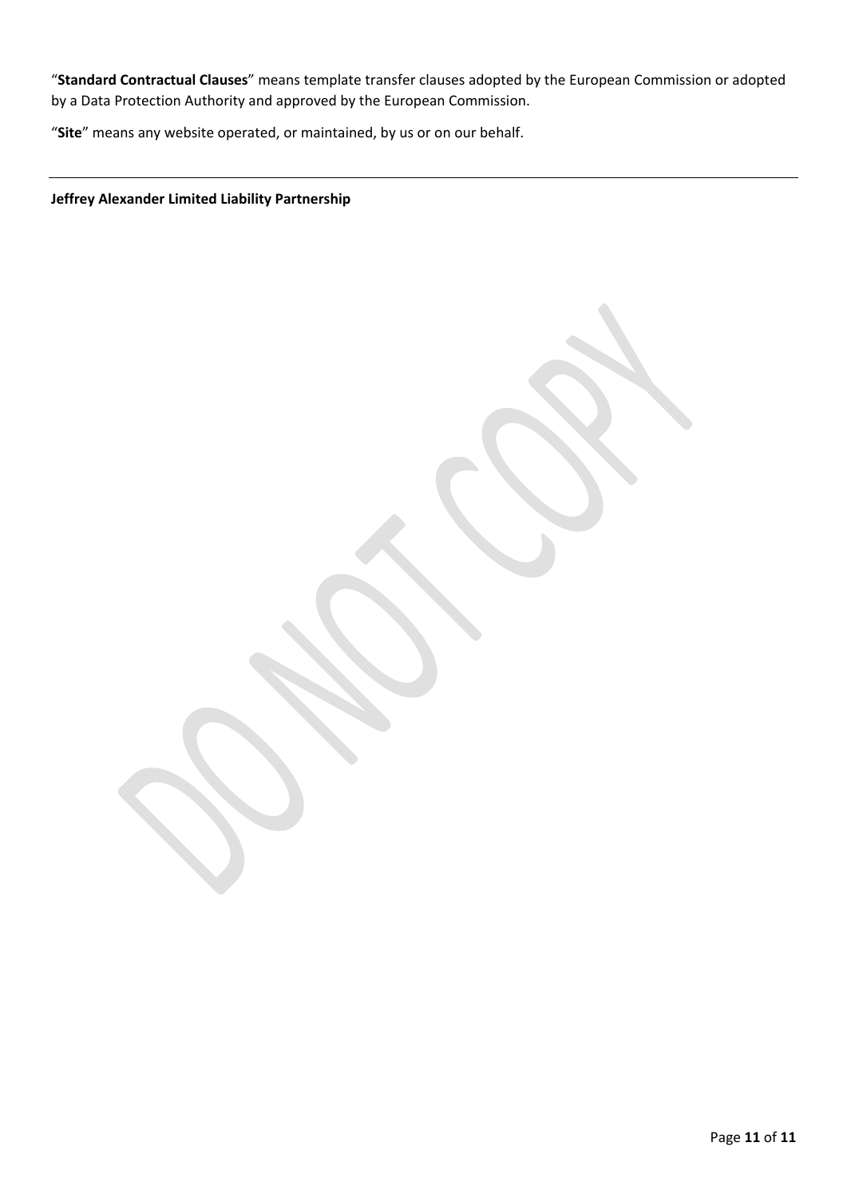"**Standard Contractual Clauses**" means template transfer clauses adopted by the European Commission or adopted by a Data Protection Authority and approved by the European Commission.

"**Site**" means any website operated, or maintained, by us or on our behalf.

---

**Jeffrey Alexander Limited Liability Partnership**